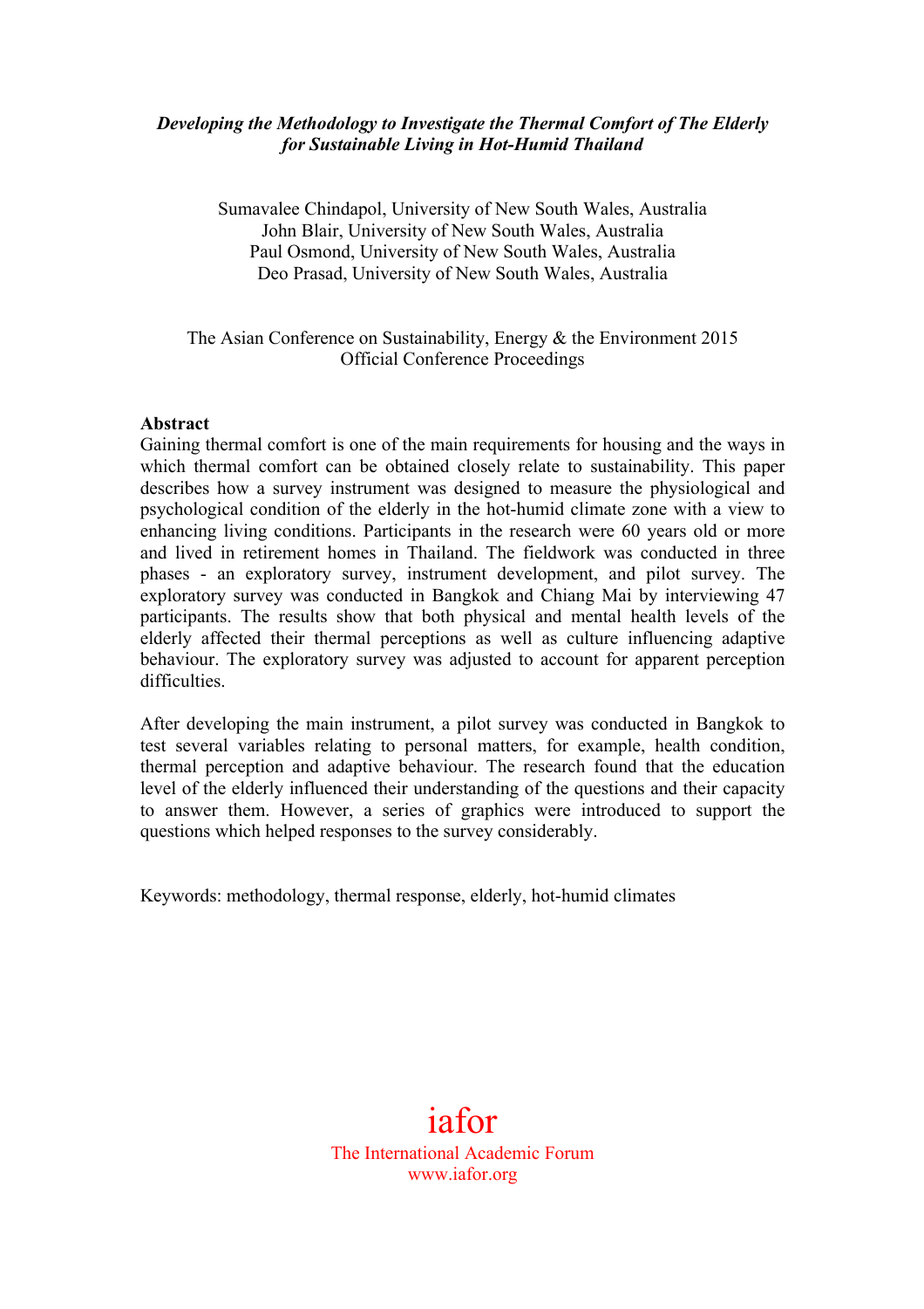# *Developing the Methodology to Investigate the Thermal Comfort of The Elderly for Sustainable Living in Hot-Humid Thailand*

Sumavalee Chindapol, University of New South Wales, Australia
John Blair, University of New South Wales, Australia
Paul Osmond, University of New South Wales, Australia
Deo Prasad, University of New South Wales, Australia

The Asian Conference on Sustainability, Energy & the Environment 2015
Official Conference Proceedings

**Abstract**

Gaining thermal comfort is one of the main requirements for housing and the ways in which thermal comfort can be obtained closely relate to sustainability. This paper describes how a survey instrument was designed to measure the physiological and psychological condition of the elderly in the hot-humid climate zone with a view to enhancing living conditions. Participants in the research were 60 years old or more and lived in retirement homes in Thailand. The fieldwork was conducted in three phases - an exploratory survey, instrument development, and pilot survey. The exploratory survey was conducted in Bangkok and Chiang Mai by interviewing 47 participants. The results show that both physical and mental health levels of the elderly affected their thermal perceptions as well as culture influencing adaptive behaviour. The exploratory survey was adjusted to account for apparent perception difficulties.

After developing the main instrument, a pilot survey was conducted in Bangkok to test several variables relating to personal matters, for example, health condition, thermal perception and adaptive behaviour. The research found that the education level of the elderly influenced their understanding of the questions and their capacity to answer them. However, a series of graphics were introduced to support the questions which helped responses to the survey considerably.

Keywords: methodology, thermal response, elderly, hot-humid climates

iafor
The International Academic Forum
www.iafor.org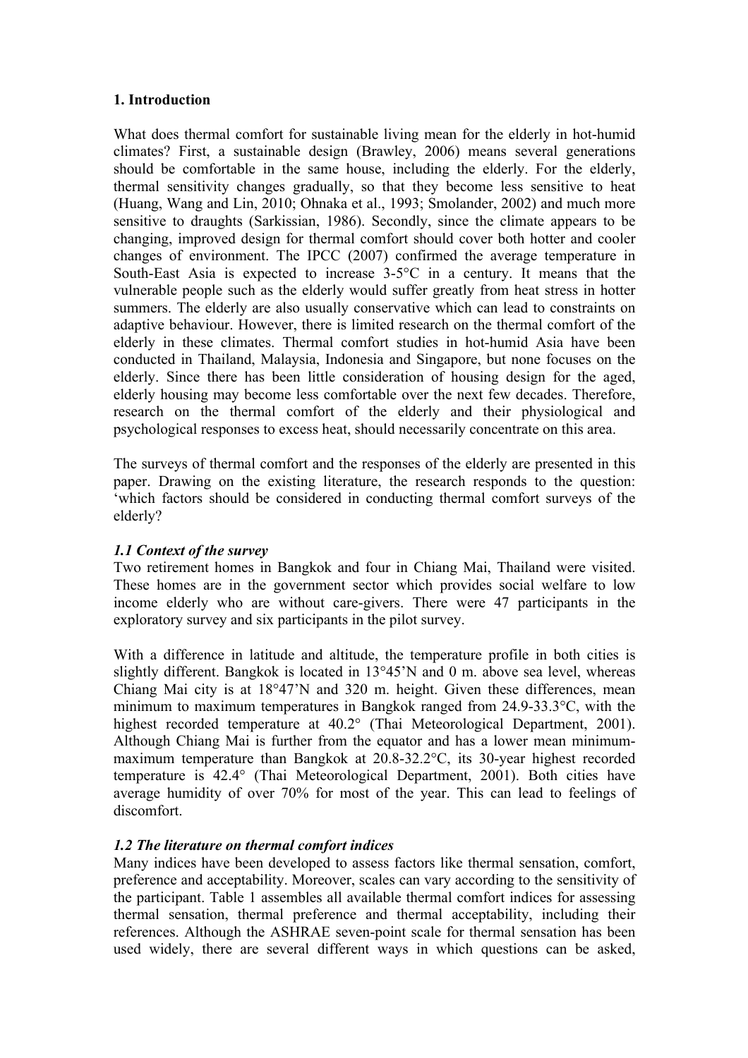## 1. Introduction

What does thermal comfort for sustainable living mean for the elderly in hot-humid climates? First, a sustainable design (Brawley, 2006) means several generations should be comfortable in the same house, including the elderly. For the elderly, thermal sensitivity changes gradually, so that they become less sensitive to heat (Huang, Wang and Lin, 2010; Ohnaka et al., 1993; Smolander, 2002) and much more sensitive to draughts (Sarkissian, 1986). Secondly, since the climate appears to be changing, improved design for thermal comfort should cover both hotter and cooler changes of environment. The IPCC (2007) confirmed the average temperature in South-East Asia is expected to increase 3-5°C in a century. It means that the vulnerable people such as the elderly would suffer greatly from heat stress in hotter summers. The elderly are also usually conservative which can lead to constraints on adaptive behaviour. However, there is limited research on the thermal comfort of the elderly in these climates. Thermal comfort studies in hot-humid Asia have been conducted in Thailand, Malaysia, Indonesia and Singapore, but none focuses on the elderly. Since there has been little consideration of housing design for the aged, elderly housing may become less comfortable over the next few decades. Therefore, research on the thermal comfort of the elderly and their physiological and psychological responses to excess heat, should necessarily concentrate on this area.

The surveys of thermal comfort and the responses of the elderly are presented in this paper. Drawing on the existing literature, the research responds to the question: 'which factors should be considered in conducting thermal comfort surveys of the elderly?

### *1.1 Context of the survey*

Two retirement homes in Bangkok and four in Chiang Mai, Thailand were visited. These homes are in the government sector which provides social welfare to low income elderly who are without care-givers. There were 47 participants in the exploratory survey and six participants in the pilot survey.

With a difference in latitude and altitude, the temperature profile in both cities is slightly different. Bangkok is located in 13°45'N and 0 m. above sea level, whereas Chiang Mai city is at 18°47'N and 320 m. height. Given these differences, mean minimum to maximum temperatures in Bangkok ranged from 24.9-33.3°C, with the highest recorded temperature at 40.2° (Thai Meteorological Department, 2001). Although Chiang Mai is further from the equator and has a lower mean minimum-maximum temperature than Bangkok at 20.8-32.2°C, its 30-year highest recorded temperature is 42.4° (Thai Meteorological Department, 2001). Both cities have average humidity of over 70% for most of the year. This can lead to feelings of discomfort.

### *1.2 The literature on thermal comfort indices*

Many indices have been developed to assess factors like thermal sensation, comfort, preference and acceptability. Moreover, scales can vary according to the sensitivity of the participant. Table 1 assembles all available thermal comfort indices for assessing thermal sensation, thermal preference and thermal acceptability, including their references. Although the ASHRAE seven-point scale for thermal sensation has been used widely, there are several different ways in which questions can be asked,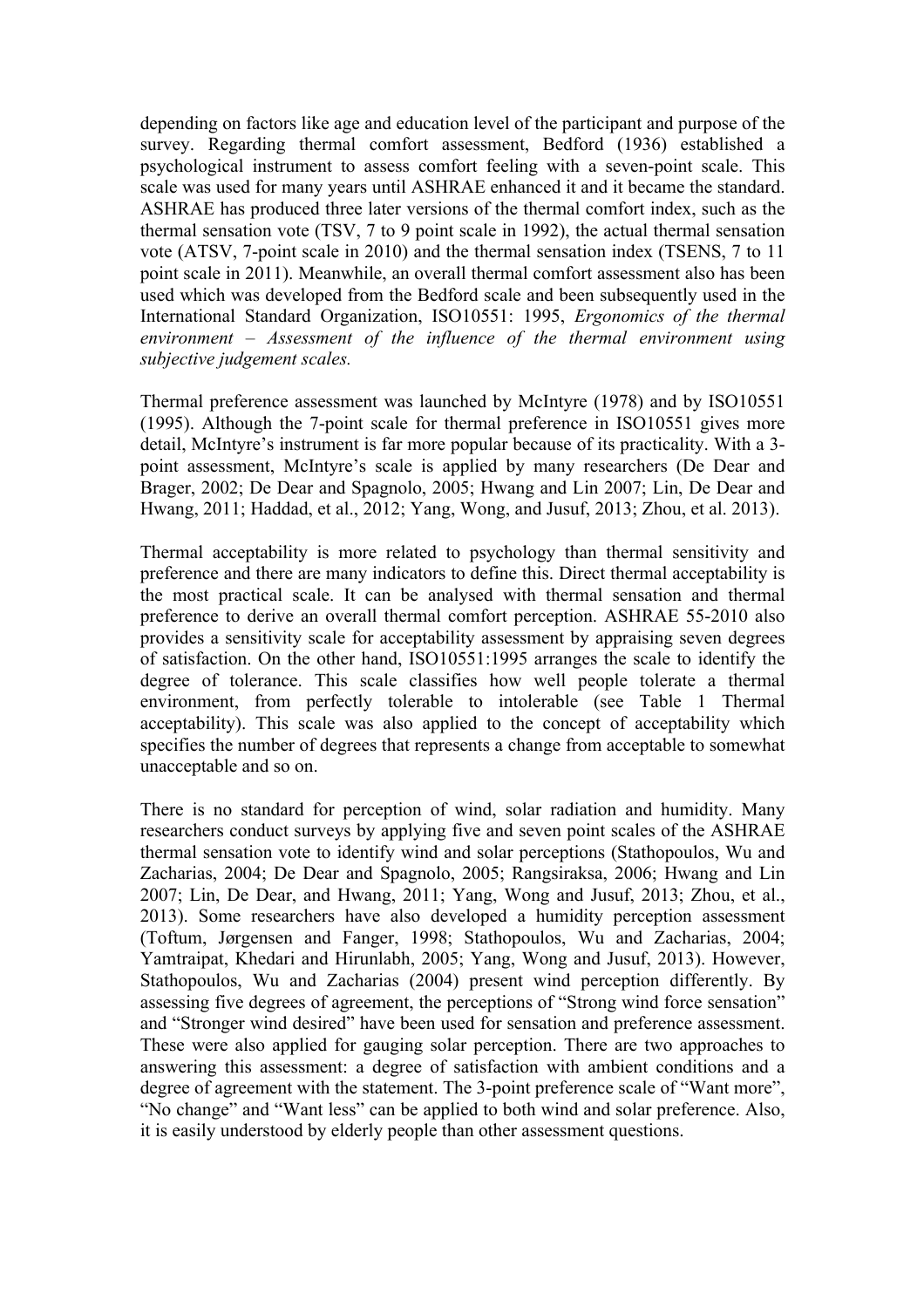depending on factors like age and education level of the participant and purpose of the survey. Regarding thermal comfort assessment, Bedford (1936) established a psychological instrument to assess comfort feeling with a seven-point scale. This scale was used for many years until ASHRAE enhanced it and it became the standard. ASHRAE has produced three later versions of the thermal comfort index, such as the thermal sensation vote (TSV, 7 to 9 point scale in 1992), the actual thermal sensation vote (ATSV, 7-point scale in 2010) and the thermal sensation index (TSENS, 7 to 11 point scale in 2011). Meanwhile, an overall thermal comfort assessment also has been used which was developed from the Bedford scale and been subsequently used in the International Standard Organization, ISO10551: 1995, *Ergonomics of the thermal environment – Assessment of the influence of the thermal environment using subjective judgement scales.*

Thermal preference assessment was launched by McIntyre (1978) and by ISO10551 (1995). Although the 7-point scale for thermal preference in ISO10551 gives more detail, McIntyre's instrument is far more popular because of its practicality. With a 3-point assessment, McIntyre's scale is applied by many researchers (De Dear and Brager, 2002; De Dear and Spagnolo, 2005; Hwang and Lin 2007; Lin, De Dear and Hwang, 2011; Haddad, et al., 2012; Yang, Wong, and Jusuf, 2013; Zhou, et al. 2013).

Thermal acceptability is more related to psychology than thermal sensitivity and preference and there are many indicators to define this. Direct thermal acceptability is the most practical scale. It can be analysed with thermal sensation and thermal preference to derive an overall thermal comfort perception. ASHRAE 55-2010 also provides a sensitivity scale for acceptability assessment by appraising seven degrees of satisfaction. On the other hand, ISO10551:1995 arranges the scale to identify the degree of tolerance. This scale classifies how well people tolerate a thermal environment, from perfectly tolerable to intolerable (see Table 1 Thermal acceptability). This scale was also applied to the concept of acceptability which specifies the number of degrees that represents a change from acceptable to somewhat unacceptable and so on.

There is no standard for perception of wind, solar radiation and humidity. Many researchers conduct surveys by applying five and seven point scales of the ASHRAE thermal sensation vote to identify wind and solar perceptions (Stathopoulos, Wu and Zacharias, 2004; De Dear and Spagnolo, 2005; Rangsiraksa, 2006; Hwang and Lin 2007; Lin, De Dear, and Hwang, 2011; Yang, Wong and Jusuf, 2013; Zhou, et al., 2013). Some researchers have also developed a humidity perception assessment (Toftum, Jørgensen and Fanger, 1998; Stathopoulos, Wu and Zacharias, 2004; Yamtraipat, Khedari and Hirunlabh, 2005; Yang, Wong and Jusuf, 2013). However, Stathopoulos, Wu and Zacharias (2004) present wind perception differently. By assessing five degrees of agreement, the perceptions of "Strong wind force sensation" and "Stronger wind desired" have been used for sensation and preference assessment. These were also applied for gauging solar perception. There are two approaches to answering this assessment: a degree of satisfaction with ambient conditions and a degree of agreement with the statement. The 3-point preference scale of "Want more", "No change" and "Want less" can be applied to both wind and solar preference. Also, it is easily understood by elderly people than other assessment questions.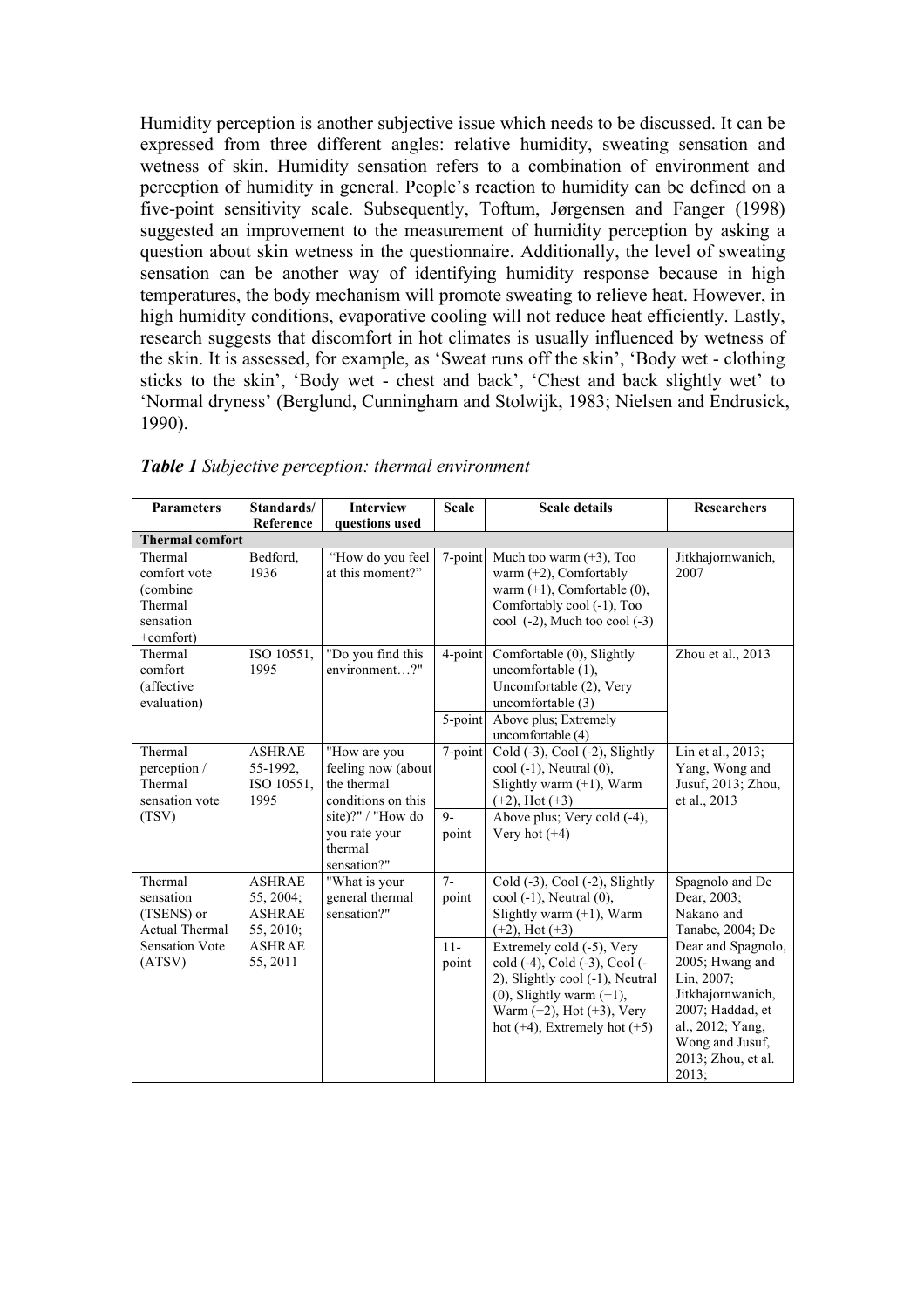Humidity perception is another subjective issue which needs to be discussed. It can be expressed from three different angles: relative humidity, sweating sensation and wetness of skin. Humidity sensation refers to a combination of environment and perception of humidity in general. People's reaction to humidity can be defined on a five-point sensitivity scale. Subsequently, Toftum, Jørgensen and Fanger (1998) suggested an improvement to the measurement of humidity perception by asking a question about skin wetness in the questionnaire. Additionally, the level of sweating sensation can be another way of identifying humidity response because in high temperatures, the body mechanism will promote sweating to relieve heat. However, in high humidity conditions, evaporative cooling will not reduce heat efficiently. Lastly, research suggests that discomfort in hot climates is usually influenced by wetness of the skin. It is assessed, for example, as 'Sweat runs off the skin', 'Body wet - clothing sticks to the skin', 'Body wet - chest and back', 'Chest and back slightly wet' to 'Normal dryness' (Berglund, Cunningham and Stolwijk, 1983; Nielsen and Endrusick, 1990).

***Table 1*** *Subjective perception: thermal environment*

| Parameters | Standards/ Reference | Interview questions used | Scale | Scale details | Researchers |
|---|---|---|---|---|---|
| **Thermal comfort** | | | | | |
| Thermal comfort vote (combine Thermal sensation +comfort) | Bedford, 1936 | "How do you feel at this moment?" | 7-point | Much too warm (+3), Too warm (+2), Comfortably warm (+1), Comfortable (0), Comfortably cool (-1), Too cool (-2), Much too cool (-3) | Jitkhajornwanich, 2007 |
| Thermal comfort (affective evaluation) | ISO 10551, 1995 | "Do you find this environment…?" | 4-point | Comfortable (0), Slightly uncomfortable (1), Uncomfortable (2), Very uncomfortable (3) | Zhou et al., 2013 |
| | | | 5-point | Above plus; Extremely uncomfortable (4) | |
| Thermal perception / Thermal sensation vote (TSV) | ASHRAE 55-1992, ISO 10551, 1995 | "How are you feeling now (about the thermal conditions on this site)?" / "How do you rate your thermal sensation?" | 7-point | Cold (-3), Cool (-2), Slightly cool (-1), Neutral (0), Slightly warm (+1), Warm (+2), Hot (+3) | Lin et al., 2013; Yang, Wong and Jusuf, 2013; Zhou, et al., 2013 |
| | | | 9-point | Above plus; Very cold (-4), Very hot (+4) | |
| Thermal sensation (TSENS) or Actual Thermal Sensation Vote (ATSV) | ASHRAE 55, 2004; ASHRAE 55, 2010; ASHRAE 55, 2011 | "What is your general thermal sensation?" | 7-point | Cold (-3), Cool (-2), Slightly cool (-1), Neutral (0), Slightly warm (+1), Warm (+2), Hot (+3) | Spagnolo and De Dear, 2003; Nakano and Tanabe, 2004; De Dear and Spagnolo, 2005; Hwang and Lin, 2007; Jitkhajornwanich, 2007; Haddad, et al., 2012; Yang, Wong and Jusuf, 2013; Zhou, et al. 2013; |
| | | | 11-point | Extremely cold (-5), Very cold (-4), Cold (-3), Cool (-2), Slightly cool (-1), Neutral (0), Slightly warm (+1), Warm (+2), Hot (+3), Very hot (+4), Extremely hot (+5) | |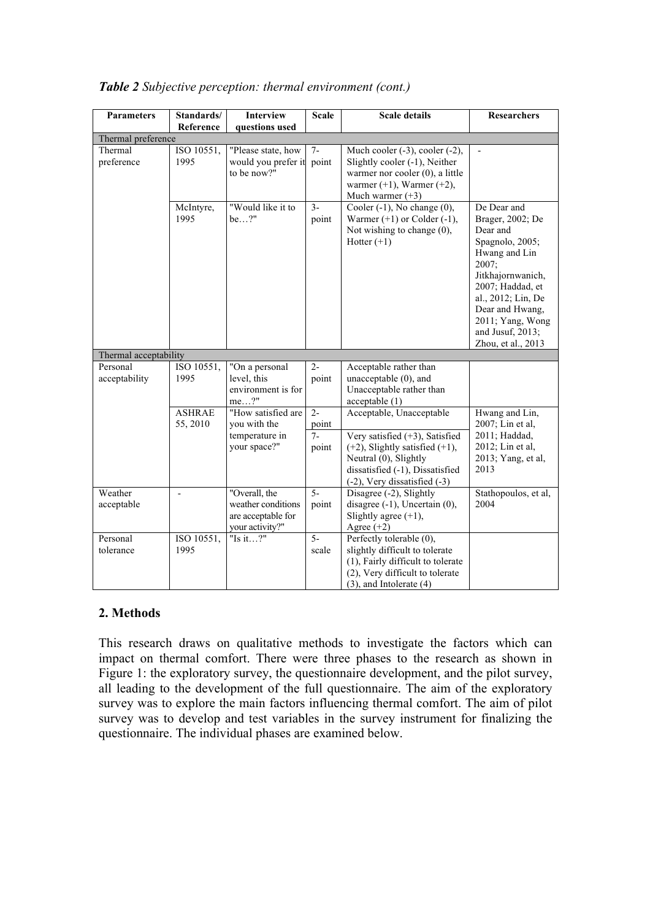***Table 2** Subjective perception: thermal environment (cont.)*

| Parameters | Standards/ Reference | Interview questions used | Scale | Scale details | Researchers |
|---|---|---|---|---|---|
| Thermal preference | | | | | |
| Thermal preference | ISO 10551, 1995 | "Please state, how would you prefer it to be now?" | 7-point | Much cooler (-3), cooler (-2), Slightly cooler (-1), Neither warmer nor cooler (0), a little warmer (+1), Warmer (+2), Much warmer (+3) | - |
| | McIntyre, 1995 | "Would like it to be…?" | 3-point | Cooler (-1), No change (0), Warmer (+1) or Colder (-1), Not wishing to change (0), Hotter (+1) | De Dear and Brager, 2002; De Dear and Spagnolo, 2005; Hwang and Lin 2007; Jitkhajornwanich, 2007; Haddad, et al., 2012; Lin, De Dear and Hwang, 2011; Yang, Wong and Jusuf, 2013; Zhou, et al., 2013 |
| Thermal acceptability | | | | | |
| Personal acceptability | ISO 10551, 1995 | "On a personal level, this environment is for me…?" | 2-point | Acceptable rather than unacceptable (0), and Unacceptable rather than acceptable (1) | |
| | ASHRAE 55, 2010 | "How satisfied are you with the temperature in your space?" | 2-point | Acceptable, Unacceptable | Hwang and Lin, 2007; Lin et al, 2011; Haddad, 2012; Lin et al, 2013; Yang, et al, 2013 |
| | | | 7-point | Very satisfied (+3), Satisfied (+2), Slightly satisfied (+1), Neutral (0), Slightly dissatisfied (-1), Dissatisfied (-2), Very dissatisfied (-3) | |
| Weather acceptable | - | "Overall, the weather conditions are acceptable for your activity?" | 5-point | Disagree (-2), Slightly disagree (-1), Uncertain (0), Slightly agree (+1), Agree (+2) | Stathopoulos, et al, 2004 |
| Personal tolerance | ISO 10551, 1995 | "Is it…?" | 5-scale | Perfectly tolerable (0), slightly difficult to tolerate (1), Fairly difficult to tolerate (2), Very difficult to tolerate (3), and Intolerate (4) | |

## 2. Methods

This research draws on qualitative methods to investigate the factors which can impact on thermal comfort. There were three phases to the research as shown in Figure 1: the exploratory survey, the questionnaire development, and the pilot survey, all leading to the development of the full questionnaire. The aim of the exploratory survey was to explore the main factors influencing thermal comfort. The aim of pilot survey was to develop and test variables in the survey instrument for finalizing the questionnaire. The individual phases are examined below.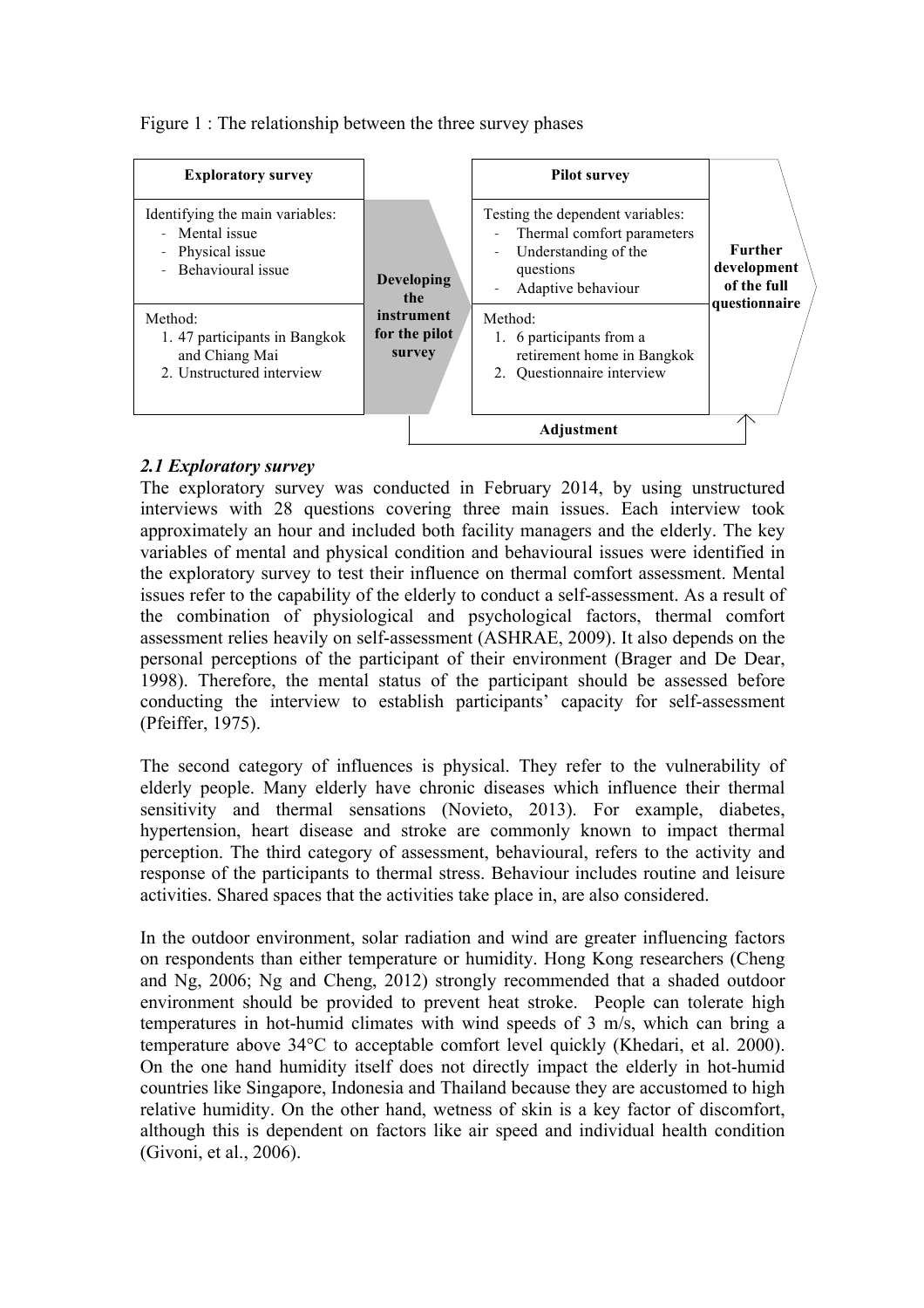Figure 1 : The relationship between the three survey phases

| Exploratory survey | | Pilot survey | |
|---|---|---|---|
| Identifying the main variables:<br>- Mental issue<br>- Physical issue<br>- Behavioural issue | **Developing the instrument for the pilot survey** | Testing the dependent variables:<br>- Thermal comfort parameters<br>- Understanding of the questions<br>- Adaptive behaviour | **Further development of the full questionnaire** |
| Method:<br>1. 47 participants in Bangkok and Chiang Mai<br>2. Unstructured interview | | Method:<br>1. 6 participants from a retirement home in Bangkok<br>2. Questionnaire interview | |
| | **Adjustment** | | |

### *2.1 Exploratory survey*

The exploratory survey was conducted in February 2014, by using unstructured interviews with 28 questions covering three main issues. Each interview took approximately an hour and included both facility managers and the elderly. The key variables of mental and physical condition and behavioural issues were identified in the exploratory survey to test their influence on thermal comfort assessment. Mental issues refer to the capability of the elderly to conduct a self-assessment. As a result of the combination of physiological and psychological factors, thermal comfort assessment relies heavily on self-assessment (ASHRAE, 2009). It also depends on the personal perceptions of the participant of their environment (Brager and De Dear, 1998). Therefore, the mental status of the participant should be assessed before conducting the interview to establish participants' capacity for self-assessment (Pfeiffer, 1975).

The second category of influences is physical. They refer to the vulnerability of elderly people. Many elderly have chronic diseases which influence their thermal sensitivity and thermal sensations (Novieto, 2013). For example, diabetes, hypertension, heart disease and stroke are commonly known to impact thermal perception. The third category of assessment, behavioural, refers to the activity and response of the participants to thermal stress. Behaviour includes routine and leisure activities. Shared spaces that the activities take place in, are also considered.

In the outdoor environment, solar radiation and wind are greater influencing factors on respondents than either temperature or humidity. Hong Kong researchers (Cheng and Ng, 2006; Ng and Cheng, 2012) strongly recommended that a shaded outdoor environment should be provided to prevent heat stroke. People can tolerate high temperatures in hot-humid climates with wind speeds of 3 m/s, which can bring a temperature above 34°C to acceptable comfort level quickly (Khedari, et al. 2000). On the one hand humidity itself does not directly impact the elderly in hot-humid countries like Singapore, Indonesia and Thailand because they are accustomed to high relative humidity. On the other hand, wetness of skin is a key factor of discomfort, although this is dependent on factors like air speed and individual health condition (Givoni, et al., 2006).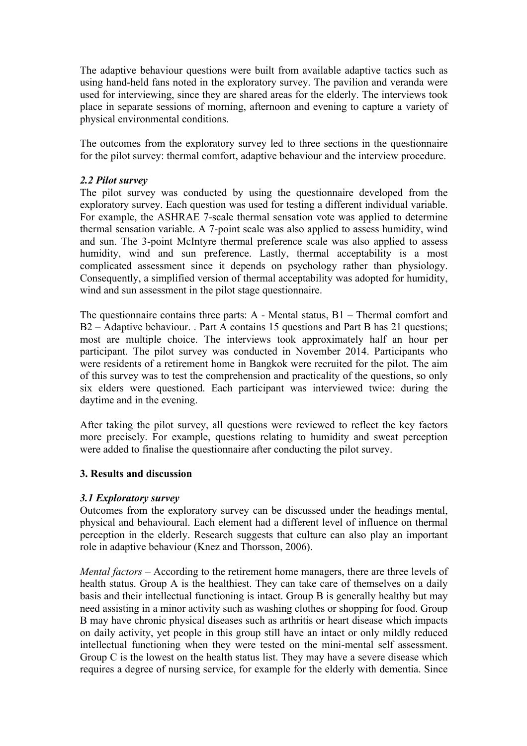The adaptive behaviour questions were built from available adaptive tactics such as using hand-held fans noted in the exploratory survey. The pavilion and veranda were used for interviewing, since they are shared areas for the elderly. The interviews took place in separate sessions of morning, afternoon and evening to capture a variety of physical environmental conditions.

The outcomes from the exploratory survey led to three sections in the questionnaire for the pilot survey: thermal comfort, adaptive behaviour and the interview procedure.

### *2.2 Pilot survey*

The pilot survey was conducted by using the questionnaire developed from the exploratory survey. Each question was used for testing a different individual variable. For example, the ASHRAE 7-scale thermal sensation vote was applied to determine thermal sensation variable. A 7-point scale was also applied to assess humidity, wind and sun. The 3-point McIntyre thermal preference scale was also applied to assess humidity, wind and sun preference. Lastly, thermal acceptability is a most complicated assessment since it depends on psychology rather than physiology. Consequently, a simplified version of thermal acceptability was adopted for humidity, wind and sun assessment in the pilot stage questionnaire.

The questionnaire contains three parts: A - Mental status, B1 – Thermal comfort and B2 – Adaptive behaviour. . Part A contains 15 questions and Part B has 21 questions; most are multiple choice. The interviews took approximately half an hour per participant. The pilot survey was conducted in November 2014. Participants who were residents of a retirement home in Bangkok were recruited for the pilot. The aim of this survey was to test the comprehension and practicality of the questions, so only six elders were questioned. Each participant was interviewed twice: during the daytime and in the evening.

After taking the pilot survey, all questions were reviewed to reflect the key factors more precisely. For example, questions relating to humidity and sweat perception were added to finalise the questionnaire after conducting the pilot survey.

## 3. Results and discussion

### *3.1 Exploratory survey*

Outcomes from the exploratory survey can be discussed under the headings mental, physical and behavioural. Each element had a different level of influence on thermal perception in the elderly. Research suggests that culture can also play an important role in adaptive behaviour (Knez and Thorsson, 2006).

*Mental factors* – According to the retirement home managers, there are three levels of health status. Group A is the healthiest. They can take care of themselves on a daily basis and their intellectual functioning is intact. Group B is generally healthy but may need assisting in a minor activity such as washing clothes or shopping for food. Group B may have chronic physical diseases such as arthritis or heart disease which impacts on daily activity, yet people in this group still have an intact or only mildly reduced intellectual functioning when they were tested on the mini-mental self assessment. Group C is the lowest on the health status list. They may have a severe disease which requires a degree of nursing service, for example for the elderly with dementia. Since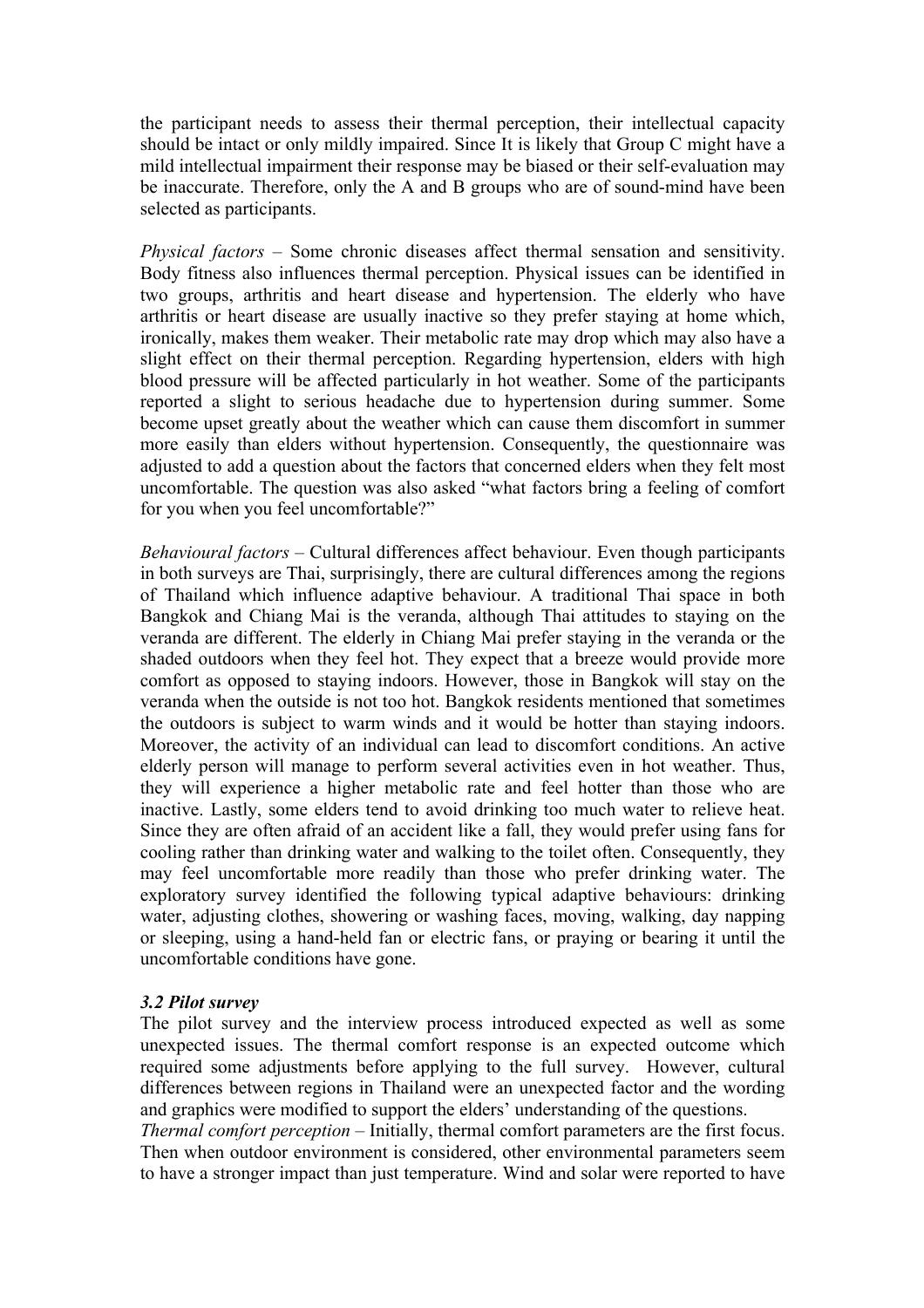the participant needs to assess their thermal perception, their intellectual capacity should be intact or only mildly impaired. Since It is likely that Group C might have a mild intellectual impairment their response may be biased or their self-evaluation may be inaccurate. Therefore, only the A and B groups who are of sound-mind have been selected as participants.

*Physical factors* – Some chronic diseases affect thermal sensation and sensitivity. Body fitness also influences thermal perception. Physical issues can be identified in two groups, arthritis and heart disease and hypertension. The elderly who have arthritis or heart disease are usually inactive so they prefer staying at home which, ironically, makes them weaker. Their metabolic rate may drop which may also have a slight effect on their thermal perception. Regarding hypertension, elders with high blood pressure will be affected particularly in hot weather. Some of the participants reported a slight to serious headache due to hypertension during summer. Some become upset greatly about the weather which can cause them discomfort in summer more easily than elders without hypertension. Consequently, the questionnaire was adjusted to add a question about the factors that concerned elders when they felt most uncomfortable. The question was also asked "what factors bring a feeling of comfort for you when you feel uncomfortable?"

*Behavioural factors* – Cultural differences affect behaviour. Even though participants in both surveys are Thai, surprisingly, there are cultural differences among the regions of Thailand which influence adaptive behaviour. A traditional Thai space in both Bangkok and Chiang Mai is the veranda, although Thai attitudes to staying on the veranda are different. The elderly in Chiang Mai prefer staying in the veranda or the shaded outdoors when they feel hot. They expect that a breeze would provide more comfort as opposed to staying indoors. However, those in Bangkok will stay on the veranda when the outside is not too hot. Bangkok residents mentioned that sometimes the outdoors is subject to warm winds and it would be hotter than staying indoors. Moreover, the activity of an individual can lead to discomfort conditions. An active elderly person will manage to perform several activities even in hot weather. Thus, they will experience a higher metabolic rate and feel hotter than those who are inactive. Lastly, some elders tend to avoid drinking too much water to relieve heat. Since they are often afraid of an accident like a fall, they would prefer using fans for cooling rather than drinking water and walking to the toilet often. Consequently, they may feel uncomfortable more readily than those who prefer drinking water. The exploratory survey identified the following typical adaptive behaviours: drinking water, adjusting clothes, showering or washing faces, moving, walking, day napping or sleeping, using a hand-held fan or electric fans, or praying or bearing it until the uncomfortable conditions have gone.

### *3.2 Pilot survey*

The pilot survey and the interview process introduced expected as well as some unexpected issues. The thermal comfort response is an expected outcome which required some adjustments before applying to the full survey. However, cultural differences between regions in Thailand were an unexpected factor and the wording and graphics were modified to support the elders' understanding of the questions.

*Thermal comfort perception* – Initially, thermal comfort parameters are the first focus. Then when outdoor environment is considered, other environmental parameters seem to have a stronger impact than just temperature. Wind and solar were reported to have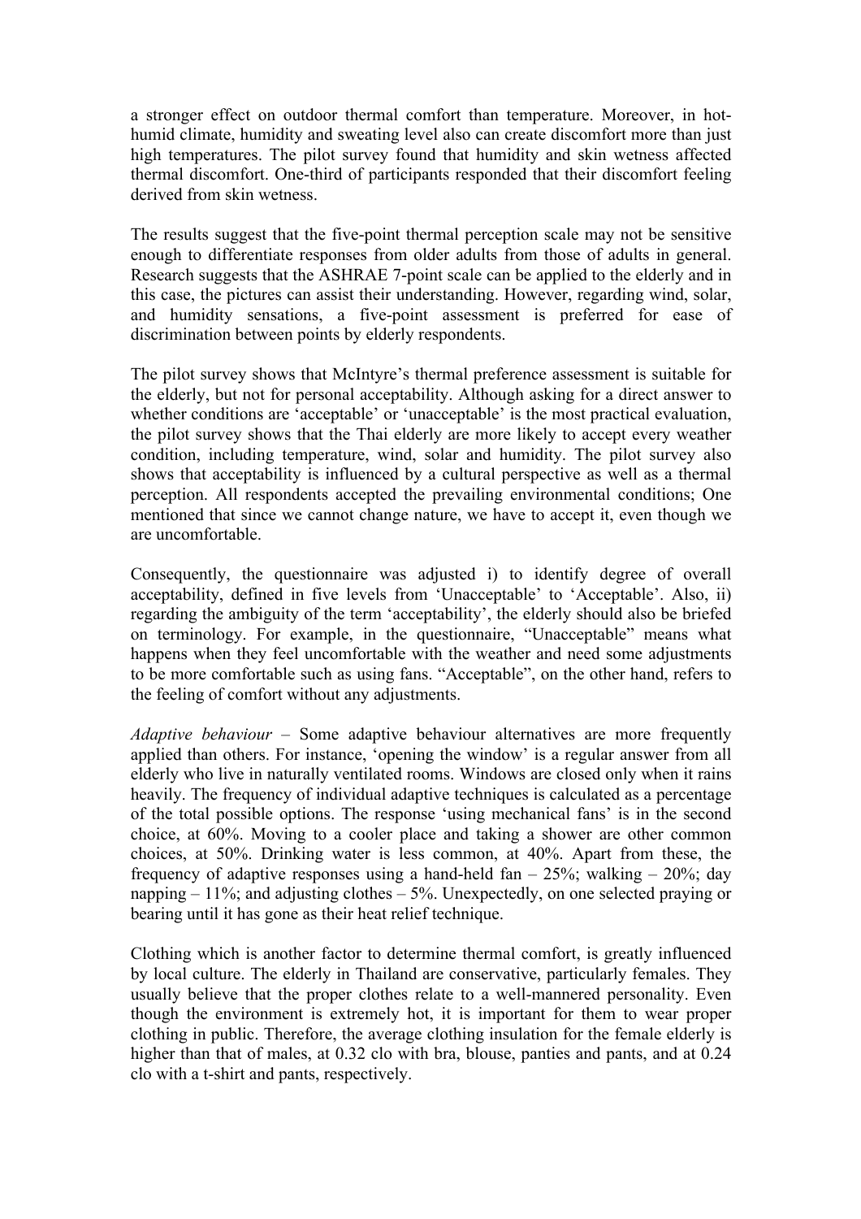a stronger effect on outdoor thermal comfort than temperature. Moreover, in hot-humid climate, humidity and sweating level also can create discomfort more than just high temperatures. The pilot survey found that humidity and skin wetness affected thermal discomfort. One-third of participants responded that their discomfort feeling derived from skin wetness.

The results suggest that the five-point thermal perception scale may not be sensitive enough to differentiate responses from older adults from those of adults in general. Research suggests that the ASHRAE 7-point scale can be applied to the elderly and in this case, the pictures can assist their understanding. However, regarding wind, solar, and humidity sensations, a five-point assessment is preferred for ease of discrimination between points by elderly respondents.

The pilot survey shows that McIntyre's thermal preference assessment is suitable for the elderly, but not for personal acceptability. Although asking for a direct answer to whether conditions are 'acceptable' or 'unacceptable' is the most practical evaluation, the pilot survey shows that the Thai elderly are more likely to accept every weather condition, including temperature, wind, solar and humidity. The pilot survey also shows that acceptability is influenced by a cultural perspective as well as a thermal perception. All respondents accepted the prevailing environmental conditions; One mentioned that since we cannot change nature, we have to accept it, even though we are uncomfortable.

Consequently, the questionnaire was adjusted i) to identify degree of overall acceptability, defined in five levels from 'Unacceptable' to 'Acceptable'. Also, ii) regarding the ambiguity of the term 'acceptability', the elderly should also be briefed on terminology. For example, in the questionnaire, "Unacceptable" means what happens when they feel uncomfortable with the weather and need some adjustments to be more comfortable such as using fans. "Acceptable", on the other hand, refers to the feeling of comfort without any adjustments.

*Adaptive behaviour* – Some adaptive behaviour alternatives are more frequently applied than others. For instance, 'opening the window' is a regular answer from all elderly who live in naturally ventilated rooms. Windows are closed only when it rains heavily. The frequency of individual adaptive techniques is calculated as a percentage of the total possible options. The response 'using mechanical fans' is in the second choice, at 60%. Moving to a cooler place and taking a shower are other common choices, at 50%. Drinking water is less common, at 40%. Apart from these, the frequency of adaptive responses using a hand-held fan – 25%; walking – 20%; day napping – 11%; and adjusting clothes – 5%. Unexpectedly, on one selected praying or bearing until it has gone as their heat relief technique.

Clothing which is another factor to determine thermal comfort, is greatly influenced by local culture. The elderly in Thailand are conservative, particularly females. They usually believe that the proper clothes relate to a well-mannered personality. Even though the environment is extremely hot, it is important for them to wear proper clothing in public. Therefore, the average clothing insulation for the female elderly is higher than that of males, at 0.32 clo with bra, blouse, panties and pants, and at 0.24 clo with a t-shirt and pants, respectively.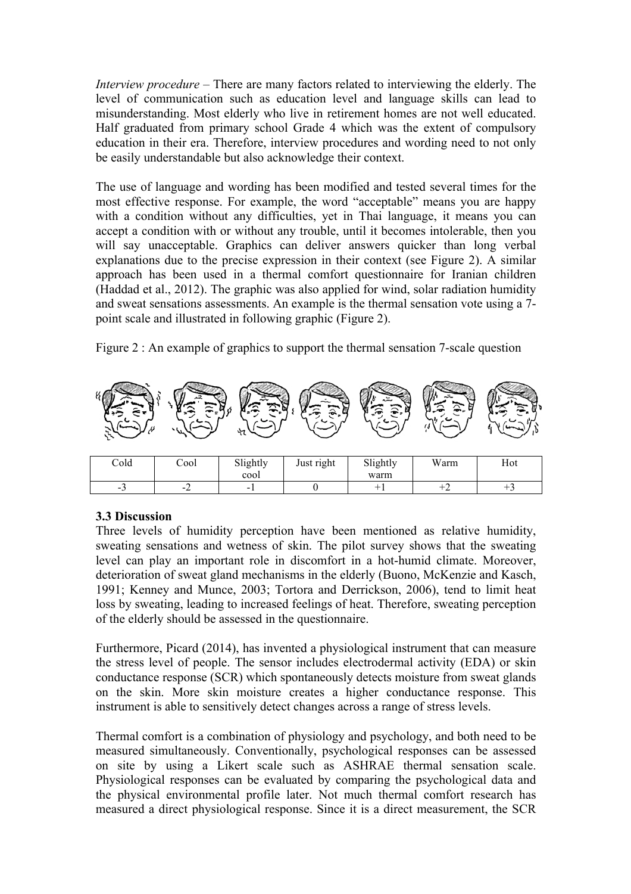*Interview procedure* – There are many factors related to interviewing the elderly. The level of communication such as education level and language skills can lead to misunderstanding. Most elderly who live in retirement homes are not well educated. Half graduated from primary school Grade 4 which was the extent of compulsory education in their era. Therefore, interview procedures and wording need to not only be easily understandable but also acknowledge their context.

The use of language and wording has been modified and tested several times for the most effective response. For example, the word "acceptable" means you are happy with a condition without any difficulties, yet in Thai language, it means you can accept a condition with or without any trouble, until it becomes intolerable, then you will say unacceptable. Graphics can deliver answers quicker than long verbal explanations due to the precise expression in their context (see Figure 2). A similar approach has been used in a thermal comfort questionnaire for Iranian children (Haddad et al., 2012). The graphic was also applied for wind, solar radiation humidity and sweat sensations assessments. An example is the thermal sensation vote using a 7-point scale and illustrated in following graphic (Figure 2).

Figure 2 : An example of graphics to support the thermal sensation 7-scale question

| Cold | Cool | Slightly cool | Just right | Slightly warm | Warm | Hot |
|---|---|---|---|---|---|---|
| -3 | -2 | -1 | 0 | +1 | +2 | +3 |

### 3.3 Discussion

Three levels of humidity perception have been mentioned as relative humidity, sweating sensations and wetness of skin. The pilot survey shows that the sweating level can play an important role in discomfort in a hot-humid climate. Moreover, deterioration of sweat gland mechanisms in the elderly (Buono, McKenzie and Kasch, 1991; Kenney and Munce, 2003; Tortora and Derrickson, 2006), tend to limit heat loss by sweating, leading to increased feelings of heat. Therefore, sweating perception of the elderly should be assessed in the questionnaire.

Furthermore, Picard (2014), has invented a physiological instrument that can measure the stress level of people. The sensor includes electrodermal activity (EDA) or skin conductance response (SCR) which spontaneously detects moisture from sweat glands on the skin. More skin moisture creates a higher conductance response. This instrument is able to sensitively detect changes across a range of stress levels.

Thermal comfort is a combination of physiology and psychology, and both need to be measured simultaneously. Conventionally, psychological responses can be assessed on site by using a Likert scale such as ASHRAE thermal sensation scale. Physiological responses can be evaluated by comparing the psychological data and the physical environmental profile later. Not much thermal comfort research has measured a direct physiological response. Since it is a direct measurement, the SCR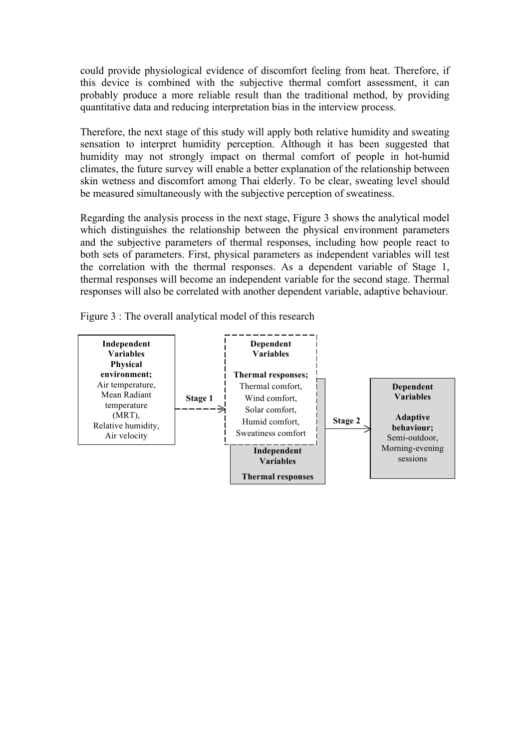could provide physiological evidence of discomfort feeling from heat. Therefore, if this device is combined with the subjective thermal comfort assessment, it can probably produce a more reliable result than the traditional method, by providing quantitative data and reducing interpretation bias in the interview process.

Therefore, the next stage of this study will apply both relative humidity and sweating sensation to interpret humidity perception. Although it has been suggested that humidity may not strongly impact on thermal comfort of people in hot-humid climates, the future survey will enable a better explanation of the relationship between skin wetness and discomfort among Thai elderly. To be clear, sweating level should be measured simultaneously with the subjective perception of sweatiness.

Regarding the analysis process in the next stage, Figure 3 shows the analytical model which distinguishes the relationship between the physical environment parameters and the subjective parameters of thermal responses, including how people react to both sets of parameters. First, physical parameters as independent variables will test the correlation with the thermal responses. As a dependent variable of Stage 1, thermal responses will become an independent variable for the second stage. Thermal responses will also be correlated with another dependent variable, adaptive behaviour.

Figure 3 : The overall analytical model of this research

**Independent Variables Physical environment;** Air temperature, Mean Radiant temperature (MRT), Relative humidity, Air velocity

**Stage 1**

**Dependent Variables**

**Thermal responses;** Thermal comfort, Wind comfort, Solar comfort, Humid comfort, Sweatiness comfort

**Independent Variables**

**Thermal responses**

**Stage 2**

**Dependent Variables**

**Adaptive behaviour;** Semi-outdoor, Morning-evening sessions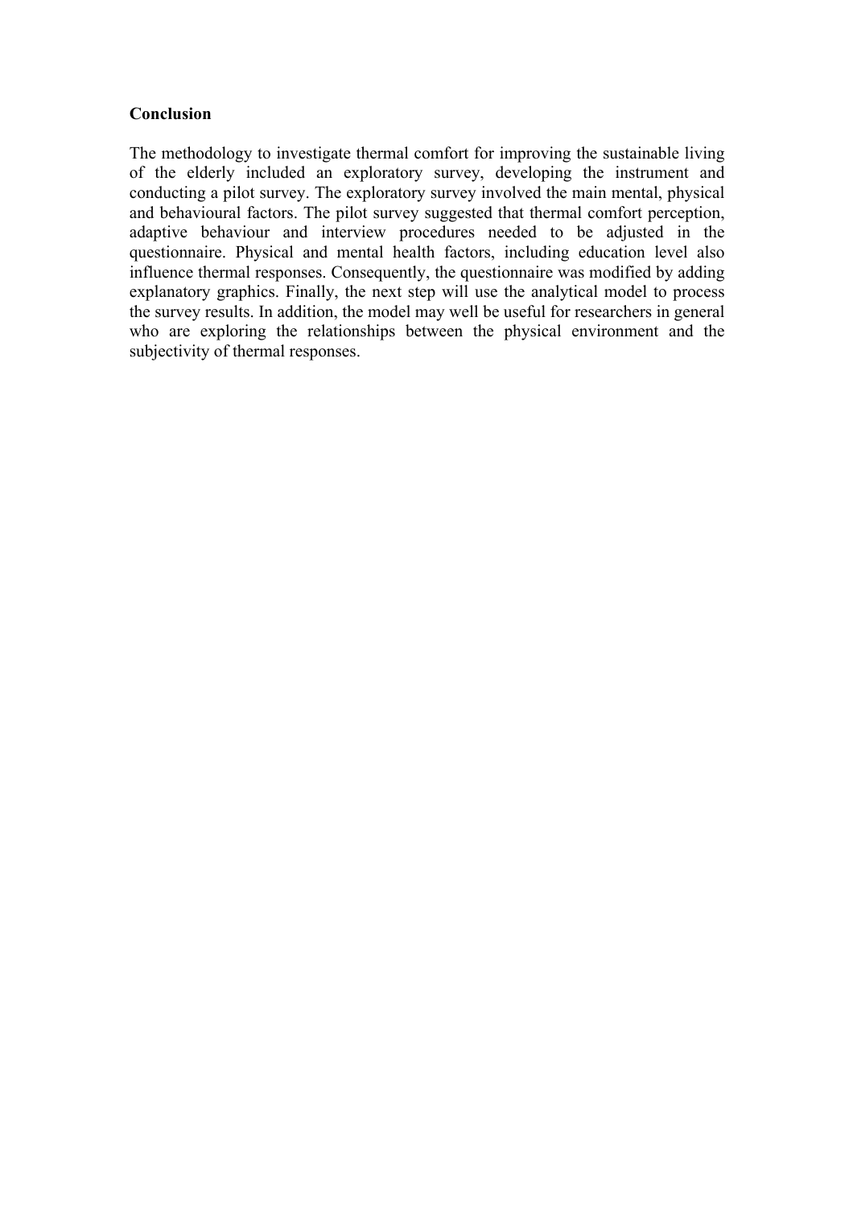## Conclusion

The methodology to investigate thermal comfort for improving the sustainable living of the elderly included an exploratory survey, developing the instrument and conducting a pilot survey. The exploratory survey involved the main mental, physical and behavioural factors. The pilot survey suggested that thermal comfort perception, adaptive behaviour and interview procedures needed to be adjusted in the questionnaire. Physical and mental health factors, including education level also influence thermal responses. Consequently, the questionnaire was modified by adding explanatory graphics. Finally, the next step will use the analytical model to process the survey results. In addition, the model may well be useful for researchers in general who are exploring the relationships between the physical environment and the subjectivity of thermal responses.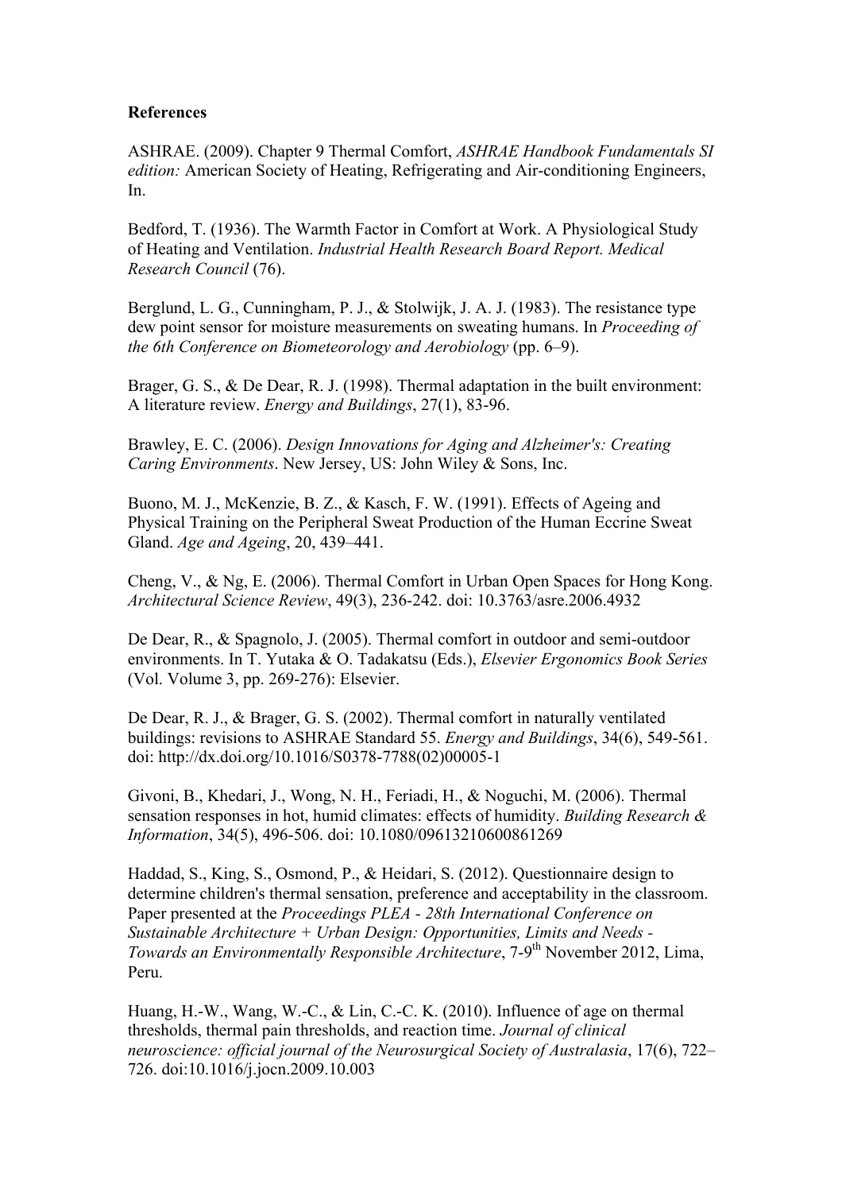**References**

ASHRAE. (2009). Chapter 9 Thermal Comfort, *ASHRAE Handbook Fundamentals SI edition:* American Society of Heating, Refrigerating and Air-conditioning Engineers, In.

Bedford, T. (1936). The Warmth Factor in Comfort at Work. A Physiological Study of Heating and Ventilation. *Industrial Health Research Board Report. Medical Research Council* (76).

Berglund, L. G., Cunningham, P. J., & Stolwijk, J. A. J. (1983). The resistance type dew point sensor for moisture measurements on sweating humans. In *Proceeding of the 6th Conference on Biometeorology and Aerobiology* (pp. 6–9).

Brager, G. S., & De Dear, R. J. (1998). Thermal adaptation in the built environment: A literature review. *Energy and Buildings*, 27(1), 83-96.

Brawley, E. C. (2006). *Design Innovations for Aging and Alzheimer's: Creating Caring Environments*. New Jersey, US: John Wiley & Sons, Inc.

Buono, M. J., McKenzie, B. Z., & Kasch, F. W. (1991). Effects of Ageing and Physical Training on the Peripheral Sweat Production of the Human Eccrine Sweat Gland. *Age and Ageing*, 20, 439–441.

Cheng, V., & Ng, E. (2006). Thermal Comfort in Urban Open Spaces for Hong Kong. *Architectural Science Review*, 49(3), 236-242. doi: 10.3763/asre.2006.4932

De Dear, R., & Spagnolo, J. (2005). Thermal comfort in outdoor and semi-outdoor environments. In T. Yutaka & O. Tadakatsu (Eds.), *Elsevier Ergonomics Book Series* (Vol. Volume 3, pp. 269-276): Elsevier.

De Dear, R. J., & Brager, G. S. (2002). Thermal comfort in naturally ventilated buildings: revisions to ASHRAE Standard 55. *Energy and Buildings*, 34(6), 549-561. doi: http://dx.doi.org/10.1016/S0378-7788(02)00005-1

Givoni, B., Khedari, J., Wong, N. H., Feriadi, H., & Noguchi, M. (2006). Thermal sensation responses in hot, humid climates: effects of humidity. *Building Research & Information*, 34(5), 496-506. doi: 10.1080/09613210600861269

Haddad, S., King, S., Osmond, P., & Heidari, S. (2012). Questionnaire design to determine children's thermal sensation, preference and acceptability in the classroom. Paper presented at the *Proceedings PLEA - 28th International Conference on Sustainable Architecture + Urban Design: Opportunities, Limits and Needs - Towards an Environmentally Responsible Architecture*, 7-9th November 2012, Lima, Peru.

Huang, H.-W., Wang, W.-C., & Lin, C.-C. K. (2010). Influence of age on thermal thresholds, thermal pain thresholds, and reaction time. *Journal of clinical neuroscience: official journal of the Neurosurgical Society of Australasia*, 17(6), 722–726. doi:10.1016/j.jocn.2009.10.003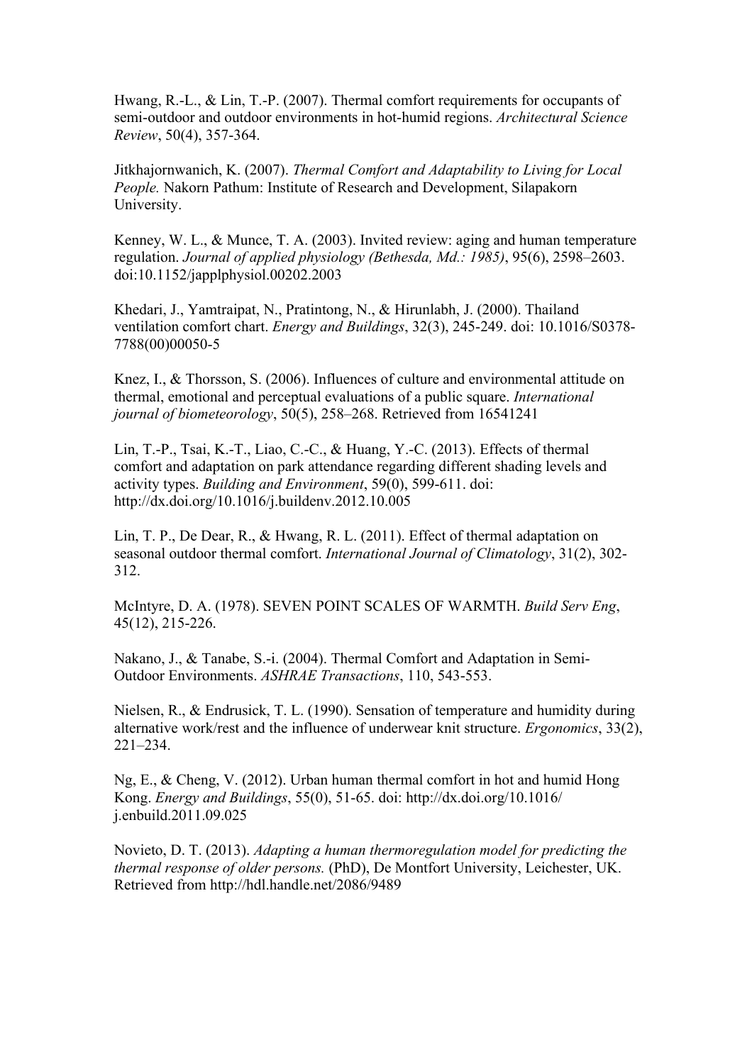Hwang, R.-L., & Lin, T.-P. (2007). Thermal comfort requirements for occupants of semi-outdoor and outdoor environments in hot-humid regions. *Architectural Science Review*, 50(4), 357-364.

Jitkhajornwanich, K. (2007). *Thermal Comfort and Adaptability to Living for Local People.* Nakorn Pathum: Institute of Research and Development, Silapakorn University.

Kenney, W. L., & Munce, T. A. (2003). Invited review: aging and human temperature regulation. *Journal of applied physiology (Bethesda, Md.: 1985)*, 95(6), 2598–2603. doi:10.1152/japplphysiol.00202.2003

Khedari, J., Yamtraipat, N., Pratintong, N., & Hirunlabh, J. (2000). Thailand ventilation comfort chart. *Energy and Buildings*, 32(3), 245-249. doi: 10.1016/S0378-7788(00)00050-5

Knez, I., & Thorsson, S. (2006). Influences of culture and environmental attitude on thermal, emotional and perceptual evaluations of a public square. *International journal of biometeorology*, 50(5), 258–268. Retrieved from 16541241

Lin, T.-P., Tsai, K.-T., Liao, C.-C., & Huang, Y.-C. (2013). Effects of thermal comfort and adaptation on park attendance regarding different shading levels and activity types. *Building and Environment*, 59(0), 599-611. doi: http://dx.doi.org/10.1016/j.buildenv.2012.10.005

Lin, T. P., De Dear, R., & Hwang, R. L. (2011). Effect of thermal adaptation on seasonal outdoor thermal comfort. *International Journal of Climatology*, 31(2), 302-312.

McIntyre, D. A. (1978). SEVEN POINT SCALES OF WARMTH. *Build Serv Eng*, 45(12), 215-226.

Nakano, J., & Tanabe, S.-i. (2004). Thermal Comfort and Adaptation in Semi-Outdoor Environments. *ASHRAE Transactions*, 110, 543-553.

Nielsen, R., & Endrusick, T. L. (1990). Sensation of temperature and humidity during alternative work/rest and the influence of underwear knit structure. *Ergonomics*, 33(2), 221–234.

Ng, E., & Cheng, V. (2012). Urban human thermal comfort in hot and humid Hong Kong. *Energy and Buildings*, 55(0), 51-65. doi: http://dx.doi.org/10.1016/j.enbuild.2011.09.025

Novieto, D. T. (2013). *Adapting a human thermoregulation model for predicting the thermal response of older persons.* (PhD), De Montfort University, Leichester, UK. Retrieved from http://hdl.handle.net/2086/9489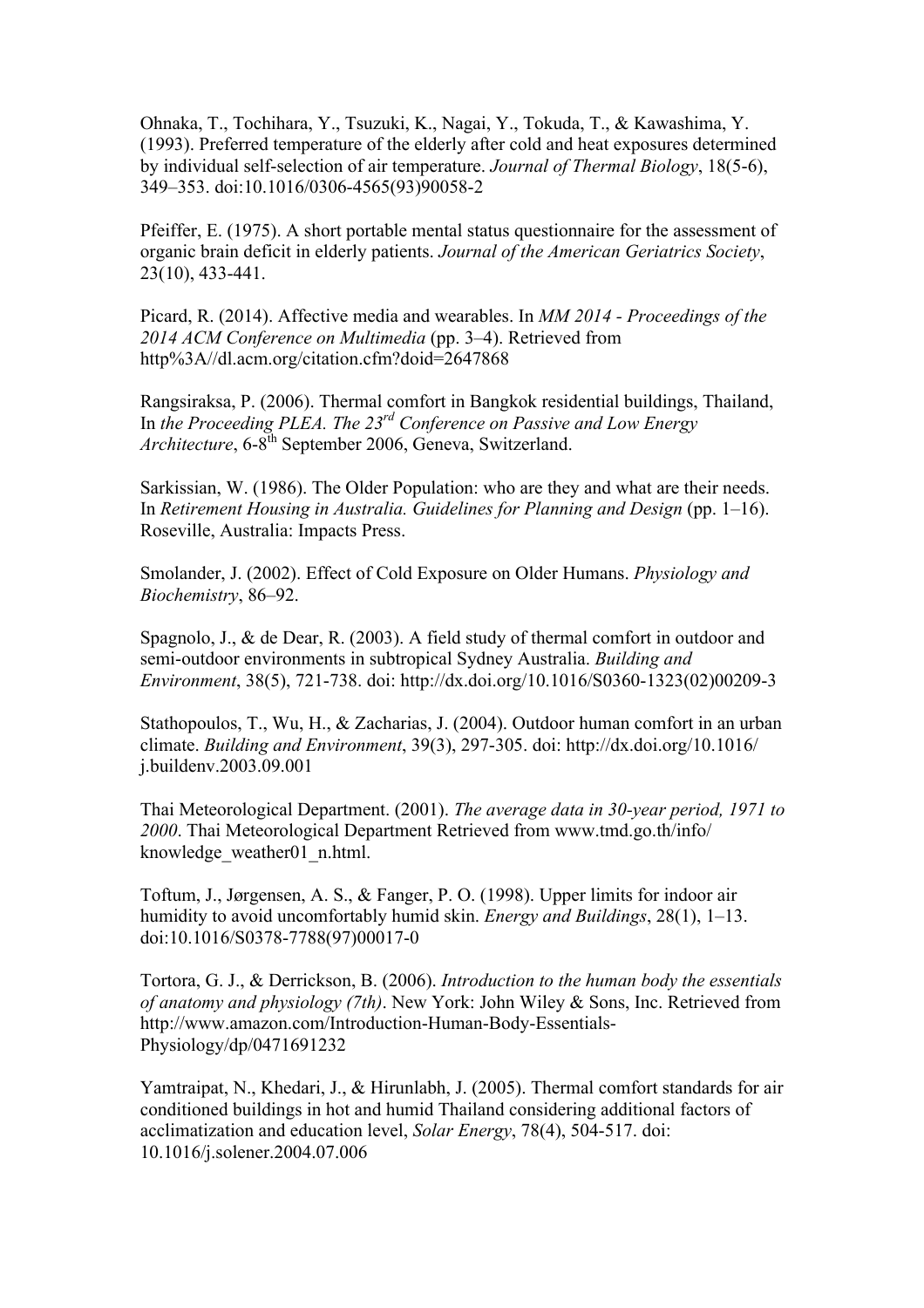Ohnaka, T., Tochihara, Y., Tsuzuki, K., Nagai, Y., Tokuda, T., & Kawashima, Y. (1993). Preferred temperature of the elderly after cold and heat exposures determined by individual self-selection of air temperature. *Journal of Thermal Biology*, 18(5-6), 349–353. doi:10.1016/0306-4565(93)90058-2

Pfeiffer, E. (1975). A short portable mental status questionnaire for the assessment of organic brain deficit in elderly patients. *Journal of the American Geriatrics Society*, 23(10), 433-441.

Picard, R. (2014). Affective media and wearables. In *MM 2014 - Proceedings of the 2014 ACM Conference on Multimedia* (pp. 3–4). Retrieved from http%3A//dl.acm.org/citation.cfm?doid=2647868

Rangsiraksa, P. (2006). Thermal comfort in Bangkok residential buildings, Thailand, In *the Proceeding PLEA. The 23rd Conference on Passive and Low Energy Architecture*, 6-8th September 2006, Geneva, Switzerland.

Sarkissian, W. (1986). The Older Population: who are they and what are their needs. In *Retirement Housing in Australia. Guidelines for Planning and Design* (pp. 1–16). Roseville, Australia: Impacts Press.

Smolander, J. (2002). Effect of Cold Exposure on Older Humans. *Physiology and Biochemistry*, 86–92.

Spagnolo, J., & de Dear, R. (2003). A field study of thermal comfort in outdoor and semi-outdoor environments in subtropical Sydney Australia. *Building and Environment*, 38(5), 721-738. doi: http://dx.doi.org/10.1016/S0360-1323(02)00209-3

Stathopoulos, T., Wu, H., & Zacharias, J. (2004). Outdoor human comfort in an urban climate. *Building and Environment*, 39(3), 297-305. doi: http://dx.doi.org/10.1016/j.buildenv.2003.09.001

Thai Meteorological Department. (2001). *The average data in 30-year period, 1971 to 2000*. Thai Meteorological Department Retrieved from www.tmd.go.th/info/knowledge_weather01_n.html.

Toftum, J., Jørgensen, A. S., & Fanger, P. O. (1998). Upper limits for indoor air humidity to avoid uncomfortably humid skin. *Energy and Buildings*, 28(1), 1–13. doi:10.1016/S0378-7788(97)00017-0

Tortora, G. J., & Derrickson, B. (2006). *Introduction to the human body the essentials of anatomy and physiology (7th)*. New York: John Wiley & Sons, Inc. Retrieved from http://www.amazon.com/Introduction-Human-Body-Essentials-Physiology/dp/0471691232

Yamtraipat, N., Khedari, J., & Hirunlabh, J. (2005). Thermal comfort standards for air conditioned buildings in hot and humid Thailand considering additional factors of acclimatization and education level, *Solar Energy*, 78(4), 504-517. doi: 10.1016/j.solener.2004.07.006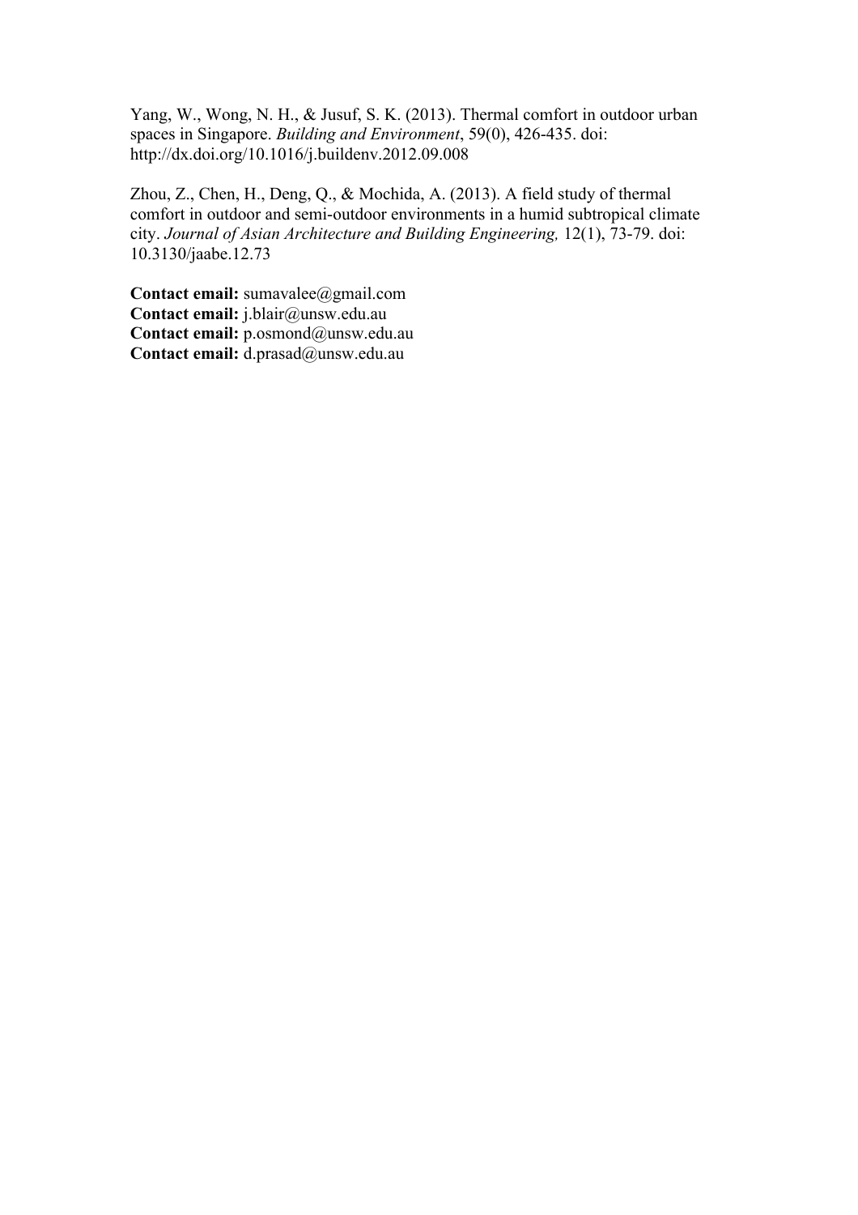Yang, W., Wong, N. H., & Jusuf, S. K. (2013). Thermal comfort in outdoor urban spaces in Singapore. *Building and Environment*, 59(0), 426-435. doi: http://dx.doi.org/10.1016/j.buildenv.2012.09.008

Zhou, Z., Chen, H., Deng, Q., & Mochida, A. (2013). A field study of thermal comfort in outdoor and semi-outdoor environments in a humid subtropical climate city. *Journal of Asian Architecture and Building Engineering,* 12(1), 73-79. doi: 10.3130/jaabe.12.73

**Contact email:** sumavalee@gmail.com
**Contact email:** j.blair@unsw.edu.au
**Contact email:** p.osmond@unsw.edu.au
**Contact email:** d.prasad@unsw.edu.au